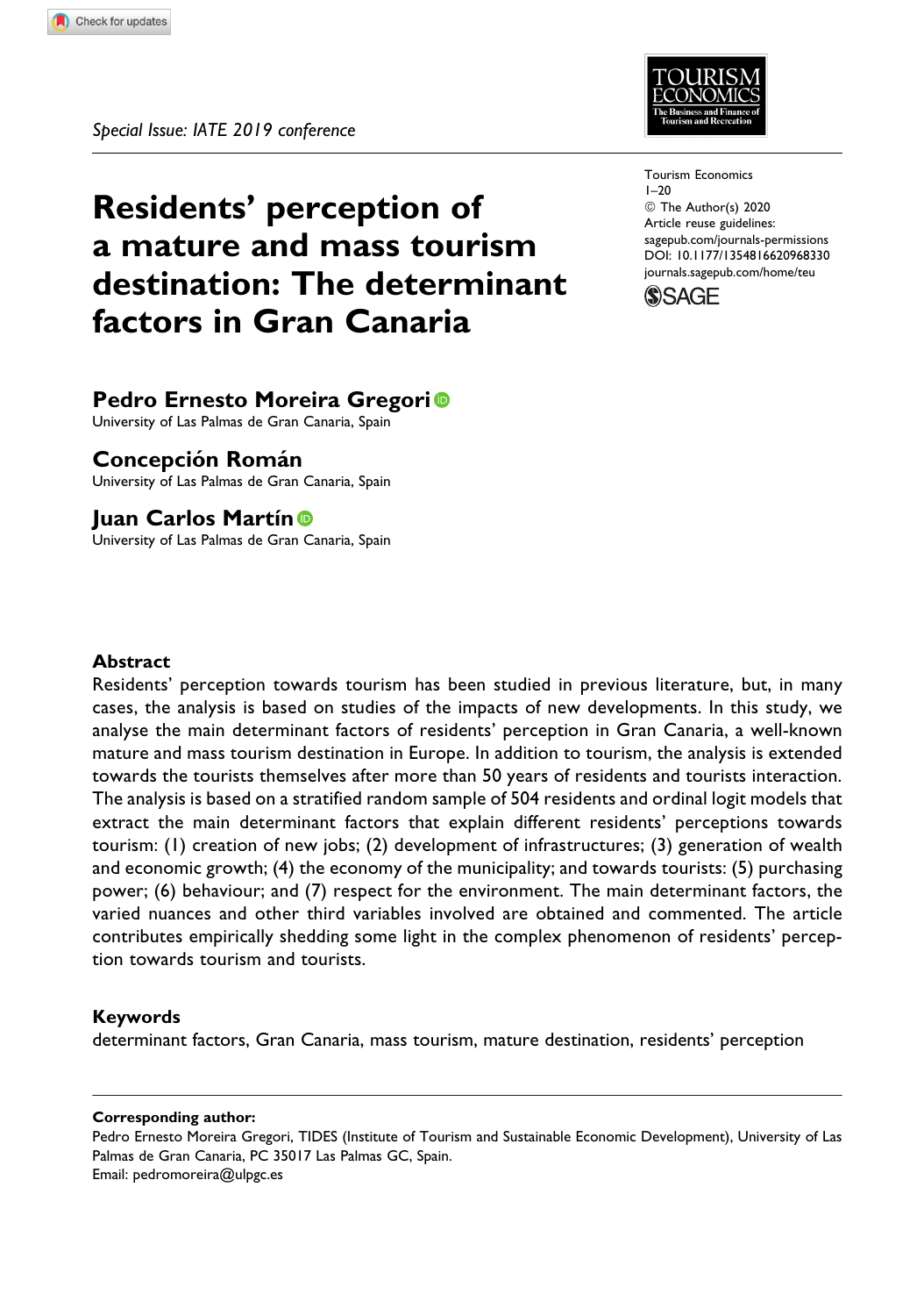*Special Issue: IATE 2019 conference*

# Residents' perception of a mature and mass tourism destination: The determinant factors in Gran Canaria

Tourism Economics
1–20
© The Author(s) 2020
Article reuse guidelines:
sagepub.com/journals-permissions
DOI: 10.1177/1354816620968330
journals.sagepub.com/home/teu

**Pedro Ernesto Moreira Gregori**
University of Las Palmas de Gran Canaria, Spain

**Concepción Román**
University of Las Palmas de Gran Canaria, Spain

**Juan Carlos Martín**
University of Las Palmas de Gran Canaria, Spain

## Abstract

Residents' perception towards tourism has been studied in previous literature, but, in many cases, the analysis is based on studies of the impacts of new developments. In this study, we analyse the main determinant factors of residents' perception in Gran Canaria, a well-known mature and mass tourism destination in Europe. In addition to tourism, the analysis is extended towards the tourists themselves after more than 50 years of residents and tourists interaction. The analysis is based on a stratified random sample of 504 residents and ordinal logit models that extract the main determinant factors that explain different residents' perceptions towards tourism: (1) creation of new jobs; (2) development of infrastructures; (3) generation of wealth and economic growth; (4) the economy of the municipality; and towards tourists: (5) purchasing power; (6) behaviour; and (7) respect for the environment. The main determinant factors, the varied nuances and other third variables involved are obtained and commented. The article contributes empirically shedding some light in the complex phenomenon of residents' perception towards tourism and tourists.

## Keywords

determinant factors, Gran Canaria, mass tourism, mature destination, residents' perception

---

**Corresponding author:**
Pedro Ernesto Moreira Gregori, TIDES (Institute of Tourism and Sustainable Economic Development), University of Las Palmas de Gran Canaria, PC 35017 Las Palmas GC, Spain.
Email: pedromoreira@ulpgc.es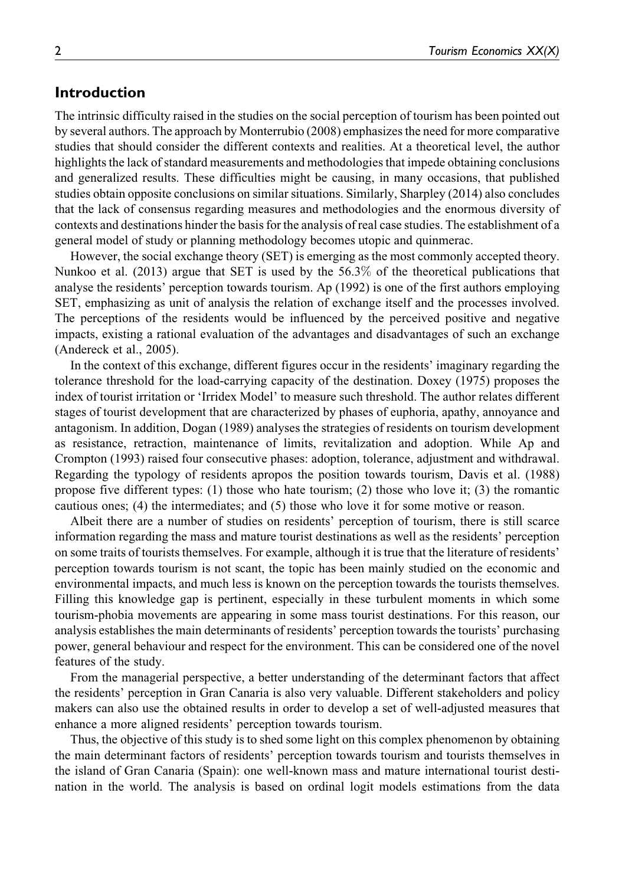## Introduction

The intrinsic difficulty raised in the studies on the social perception of tourism has been pointed out by several authors. The approach by Monterrubio (2008) emphasizes the need for more comparative studies that should consider the different contexts and realities. At a theoretical level, the author highlights the lack of standard measurements and methodologies that impede obtaining conclusions and generalized results. These difficulties might be causing, in many occasions, that published studies obtain opposite conclusions on similar situations. Similarly, Sharpley (2014) also concludes that the lack of consensus regarding measures and methodologies and the enormous diversity of contexts and destinations hinder the basis for the analysis of real case studies. The establishment of a general model of study or planning methodology becomes utopic and quinmerac.

However, the social exchange theory (SET) is emerging as the most commonly accepted theory. Nunkoo et al. (2013) argue that SET is used by the 56.3% of the theoretical publications that analyse the residents' perception towards tourism. Ap (1992) is one of the first authors employing SET, emphasizing as unit of analysis the relation of exchange itself and the processes involved. The perceptions of the residents would be influenced by the perceived positive and negative impacts, existing a rational evaluation of the advantages and disadvantages of such an exchange (Andereck et al., 2005).

In the context of this exchange, different figures occur in the residents' imaginary regarding the tolerance threshold for the load-carrying capacity of the destination. Doxey (1975) proposes the index of tourist irritation or 'Irridex Model' to measure such threshold. The author relates different stages of tourist development that are characterized by phases of euphoria, apathy, annoyance and antagonism. In addition, Dogan (1989) analyses the strategies of residents on tourism development as resistance, retraction, maintenance of limits, revitalization and adoption. While Ap and Crompton (1993) raised four consecutive phases: adoption, tolerance, adjustment and withdrawal. Regarding the typology of residents apropos the position towards tourism, Davis et al. (1988) propose five different types: (1) those who hate tourism; (2) those who love it; (3) the romantic cautious ones; (4) the intermediates; and (5) those who love it for some motive or reason.

Albeit there are a number of studies on residents' perception of tourism, there is still scarce information regarding the mass and mature tourist destinations as well as the residents' perception on some traits of tourists themselves. For example, although it is true that the literature of residents' perception towards tourism is not scant, the topic has been mainly studied on the economic and environmental impacts, and much less is known on the perception towards the tourists themselves. Filling this knowledge gap is pertinent, especially in these turbulent moments in which some tourism-phobia movements are appearing in some mass tourist destinations. For this reason, our analysis establishes the main determinants of residents' perception towards the tourists' purchasing power, general behaviour and respect for the environment. This can be considered one of the novel features of the study.

From the managerial perspective, a better understanding of the determinant factors that affect the residents' perception in Gran Canaria is also very valuable. Different stakeholders and policy makers can also use the obtained results in order to develop a set of well-adjusted measures that enhance a more aligned residents' perception towards tourism.

Thus, the objective of this study is to shed some light on this complex phenomenon by obtaining the main determinant factors of residents' perception towards tourism and tourists themselves in the island of Gran Canaria (Spain): one well-known mass and mature international tourist destination in the world. The analysis is based on ordinal logit models estimations from the data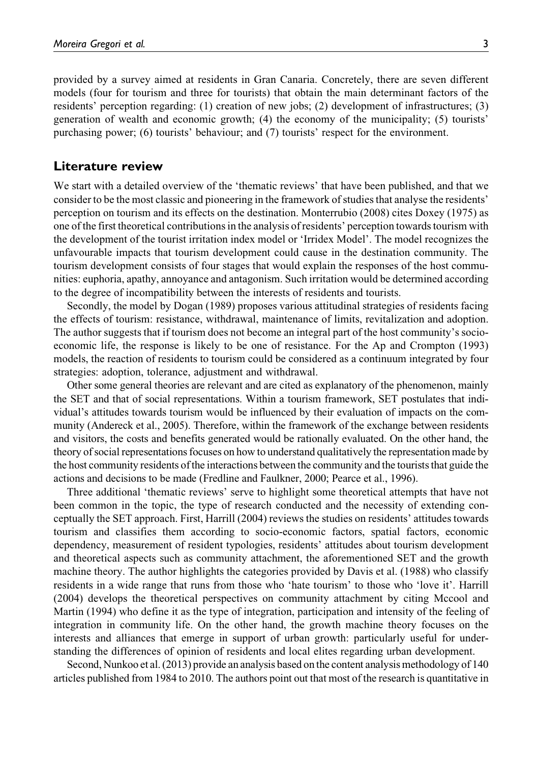provided by a survey aimed at residents in Gran Canaria. Concretely, there are seven different models (four for tourism and three for tourists) that obtain the main determinant factors of the residents' perception regarding: (1) creation of new jobs; (2) development of infrastructures; (3) generation of wealth and economic growth; (4) the economy of the municipality; (5) tourists' purchasing power; (6) tourists' behaviour; and (7) tourists' respect for the environment.

## Literature review

We start with a detailed overview of the 'thematic reviews' that have been published, and that we consider to be the most classic and pioneering in the framework of studies that analyse the residents' perception on tourism and its effects on the destination. Monterrubio (2008) cites Doxey (1975) as one of the first theoretical contributions in the analysis of residents' perception towards tourism with the development of the tourist irritation index model or 'Irridex Model'. The model recognizes the unfavourable impacts that tourism development could cause in the destination community. The tourism development consists of four stages that would explain the responses of the host communities: euphoria, apathy, annoyance and antagonism. Such irritation would be determined according to the degree of incompatibility between the interests of residents and tourists.

Secondly, the model by Dogan (1989) proposes various attitudinal strategies of residents facing the effects of tourism: resistance, withdrawal, maintenance of limits, revitalization and adoption. The author suggests that if tourism does not become an integral part of the host community's socio-economic life, the response is likely to be one of resistance. For the Ap and Crompton (1993) models, the reaction of residents to tourism could be considered as a continuum integrated by four strategies: adoption, tolerance, adjustment and withdrawal.

Other some general theories are relevant and are cited as explanatory of the phenomenon, mainly the SET and that of social representations. Within a tourism framework, SET postulates that individual's attitudes towards tourism would be influenced by their evaluation of impacts on the community (Andereck et al., 2005). Therefore, within the framework of the exchange between residents and visitors, the costs and benefits generated would be rationally evaluated. On the other hand, the theory of social representations focuses on how to understand qualitatively the representation made by the host community residents of the interactions between the community and the tourists that guide the actions and decisions to be made (Fredline and Faulkner, 2000; Pearce et al., 1996).

Three additional 'thematic reviews' serve to highlight some theoretical attempts that have not been common in the topic, the type of research conducted and the necessity of extending conceptually the SET approach. First, Harrill (2004) reviews the studies on residents' attitudes towards tourism and classifies them according to socio-economic factors, spatial factors, economic dependency, measurement of resident typologies, residents' attitudes about tourism development and theoretical aspects such as community attachment, the aforementioned SET and the growth machine theory. The author highlights the categories provided by Davis et al. (1988) who classify residents in a wide range that runs from those who 'hate tourism' to those who 'love it'. Harrill (2004) develops the theoretical perspectives on community attachment by citing Mccool and Martin (1994) who define it as the type of integration, participation and intensity of the feeling of integration in community life. On the other hand, the growth machine theory focuses on the interests and alliances that emerge in support of urban growth: particularly useful for understanding the differences of opinion of residents and local elites regarding urban development.

Second, Nunkoo et al. (2013) provide an analysis based on the content analysis methodology of 140 articles published from 1984 to 2010. The authors point out that most of the research is quantitative in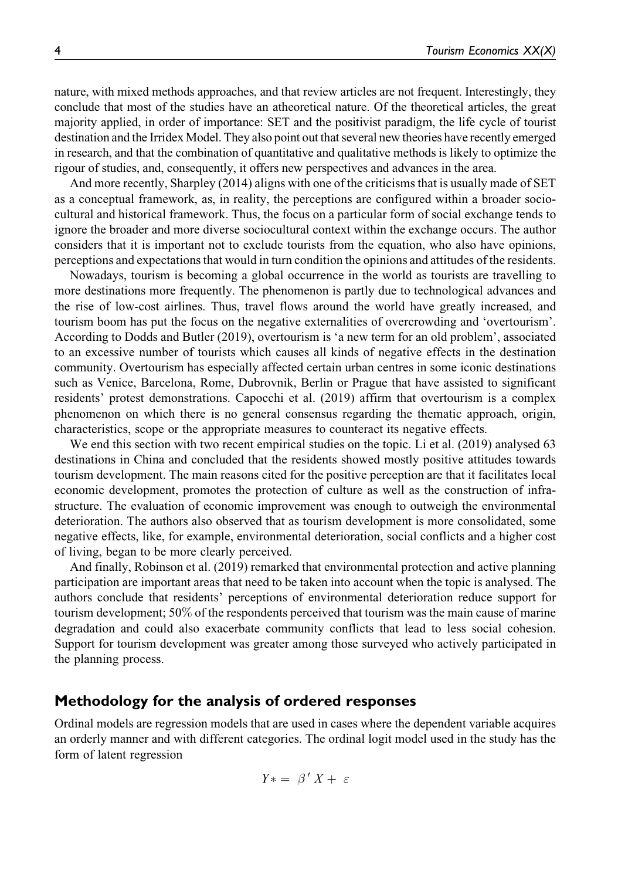nature, with mixed methods approaches, and that review articles are not frequent. Interestingly, they conclude that most of the studies have an atheoretical nature. Of the theoretical articles, the great majority applied, in order of importance: SET and the positivist paradigm, the life cycle of tourist destination and the Irridex Model. They also point out that several new theories have recently emerged in research, and that the combination of quantitative and qualitative methods is likely to optimize the rigour of studies, and, consequently, it offers new perspectives and advances in the area.

And more recently, Sharpley (2014) aligns with one of the criticisms that is usually made of SET as a conceptual framework, as, in reality, the perceptions are configured within a broader sociocultural and historical framework. Thus, the focus on a particular form of social exchange tends to ignore the broader and more diverse sociocultural context within the exchange occurs. The author considers that it is important not to exclude tourists from the equation, who also have opinions, perceptions and expectations that would in turn condition the opinions and attitudes of the residents.

Nowadays, tourism is becoming a global occurrence in the world as tourists are travelling to more destinations more frequently. The phenomenon is partly due to technological advances and the rise of low-cost airlines. Thus, travel flows around the world have greatly increased, and tourism boom has put the focus on the negative externalities of overcrowding and 'overtourism'. According to Dodds and Butler (2019), overtourism is 'a new term for an old problem', associated to an excessive number of tourists which causes all kinds of negative effects in the destination community. Overtourism has especially affected certain urban centres in some iconic destinations such as Venice, Barcelona, Rome, Dubrovnik, Berlin or Prague that have assisted to significant residents' protest demonstrations. Capocchi et al. (2019) affirm that overtourism is a complex phenomenon on which there is no general consensus regarding the thematic approach, origin, characteristics, scope or the appropriate measures to counteract its negative effects.

We end this section with two recent empirical studies on the topic. Li et al. (2019) analysed 63 destinations in China and concluded that the residents showed mostly positive attitudes towards tourism development. The main reasons cited for the positive perception are that it facilitates local economic development, promotes the protection of culture as well as the construction of infrastructure. The evaluation of economic improvement was enough to outweigh the environmental deterioration. The authors also observed that as tourism development is more consolidated, some negative effects, like, for example, environmental deterioration, social conflicts and a higher cost of living, began to be more clearly perceived.

And finally, Robinson et al. (2019) remarked that environmental protection and active planning participation are important areas that need to be taken into account when the topic is analysed. The authors conclude that residents' perceptions of environmental deterioration reduce support for tourism development; 50% of the respondents perceived that tourism was the main cause of marine degradation and could also exacerbate community conflicts that lead to less social cohesion. Support for tourism development was greater among those surveyed who actively participated in the planning process.

## Methodology for the analysis of ordered responses

Ordinal models are regression models that are used in cases where the dependent variable acquires an orderly manner and with different categories. The ordinal logit model used in the study has the form of latent regression

$$Y* = \beta' X + \varepsilon$$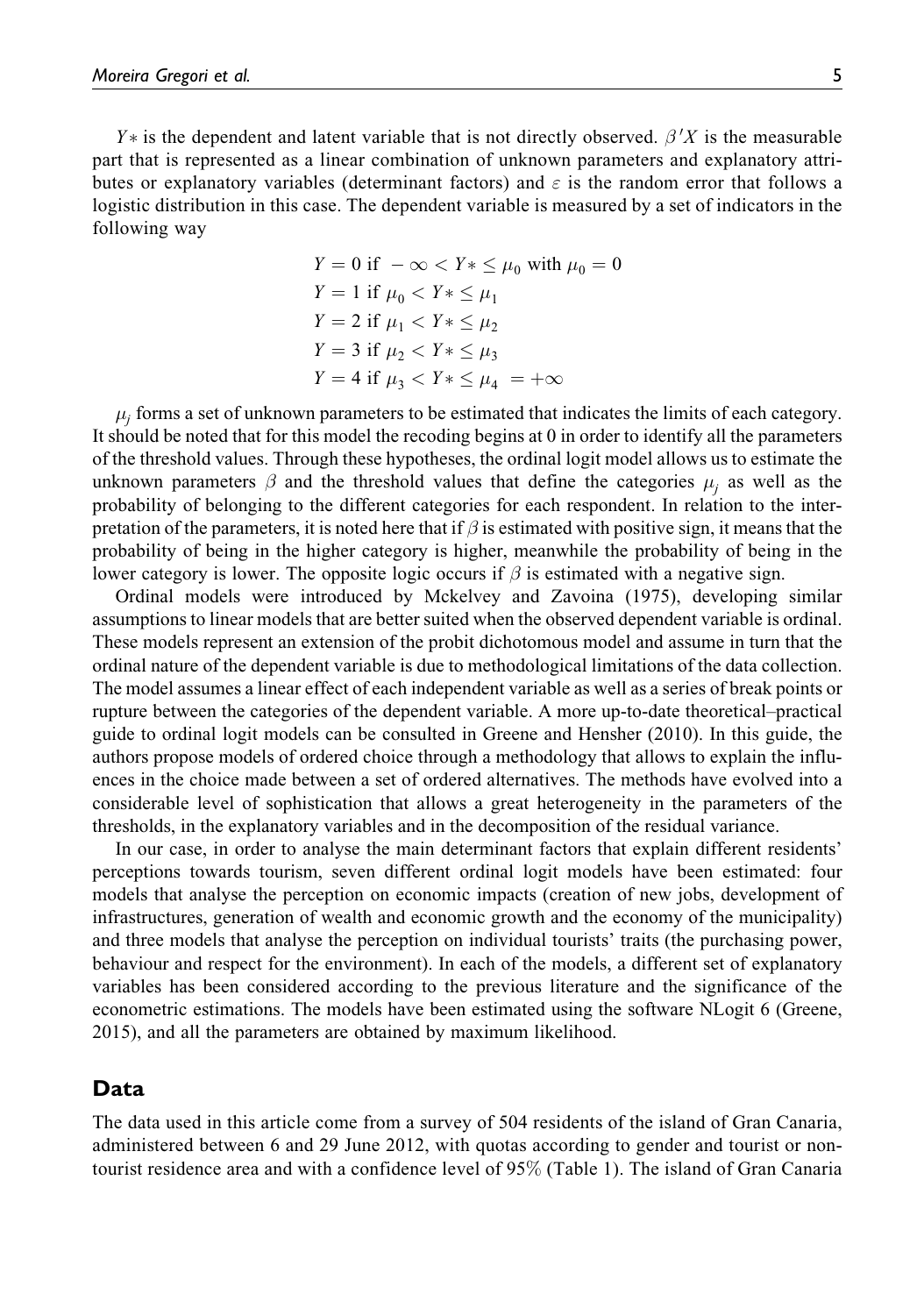$Y*$ is the dependent and latent variable that is not directly observed. $\beta'X$ is the measurable part that is represented as a linear combination of unknown parameters and explanatory attributes or explanatory variables (determinant factors) and $\varepsilon$ is the random error that follows a logistic distribution in this case. The dependent variable is measured by a set of indicators in the following way

$$
\begin{aligned}
Y &= 0 \text{ if } -\infty < Y* \leq \mu_0 \text{ with } \mu_0 = 0 \\
Y &= 1 \text{ if } \mu_0 < Y* \leq \mu_1 \\
Y &= 2 \text{ if } \mu_1 < Y* \leq \mu_2 \\
Y &= 3 \text{ if } \mu_2 < Y* \leq \mu_3 \\
Y &= 4 \text{ if } \mu_3 < Y* \leq \mu_4 = +\infty
\end{aligned}
$$

$\mu_j$ forms a set of unknown parameters to be estimated that indicates the limits of each category. It should be noted that for this model the recoding begins at 0 in order to identify all the parameters of the threshold values. Through these hypotheses, the ordinal logit model allows us to estimate the unknown parameters $\beta$ and the threshold values that define the categories $\mu_j$ as well as the probability of belonging to the different categories for each respondent. In relation to the interpretation of the parameters, it is noted here that if $\beta$ is estimated with positive sign, it means that the probability of being in the higher category is higher, meanwhile the probability of being in the lower category is lower. The opposite logic occurs if $\beta$ is estimated with a negative sign.

Ordinal models were introduced by Mckelvey and Zavoina (1975), developing similar assumptions to linear models that are better suited when the observed dependent variable is ordinal. These models represent an extension of the probit dichotomous model and assume in turn that the ordinal nature of the dependent variable is due to methodological limitations of the data collection. The model assumes a linear effect of each independent variable as well as a series of break points or rupture between the categories of the dependent variable. A more up-to-date theoretical–practical guide to ordinal logit models can be consulted in Greene and Hensher (2010). In this guide, the authors propose models of ordered choice through a methodology that allows to explain the influences in the choice made between a set of ordered alternatives. The methods have evolved into a considerable level of sophistication that allows a great heterogeneity in the parameters of the thresholds, in the explanatory variables and in the decomposition of the residual variance.

In our case, in order to analyse the main determinant factors that explain different residents' perceptions towards tourism, seven different ordinal logit models have been estimated: four models that analyse the perception on economic impacts (creation of new jobs, development of infrastructures, generation of wealth and economic growth and the economy of the municipality) and three models that analyse the perception on individual tourists' traits (the purchasing power, behaviour and respect for the environment). In each of the models, a different set of explanatory variables has been considered according to the previous literature and the significance of the econometric estimations. The models have been estimated using the software NLogit 6 (Greene, 2015), and all the parameters are obtained by maximum likelihood.

## Data

The data used in this article come from a survey of 504 residents of the island of Gran Canaria, administered between 6 and 29 June 2012, with quotas according to gender and tourist or non-tourist residence area and with a confidence level of 95% (Table 1). The island of Gran Canaria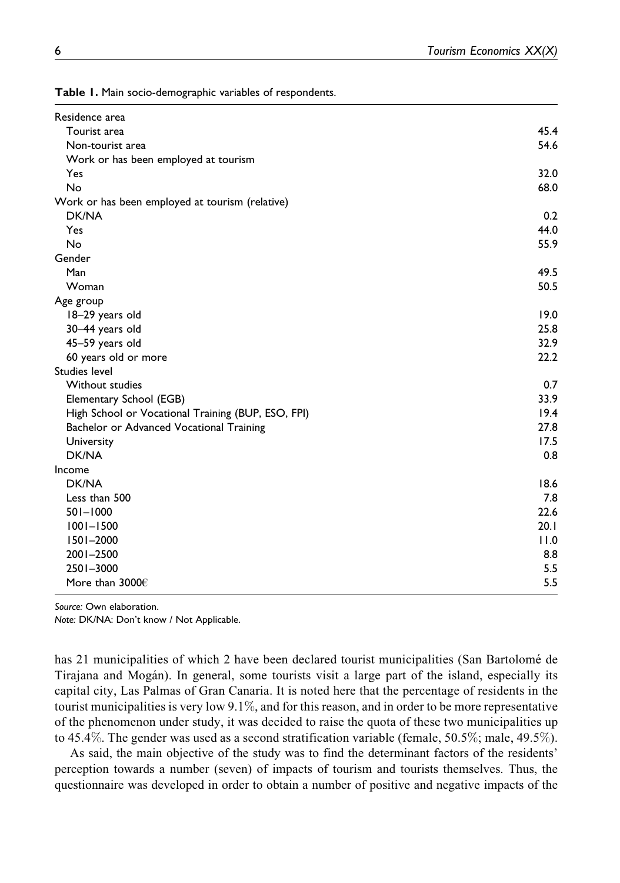**Table 1.** Main socio-demographic variables of respondents.

| | |
|---|---|
| Residence area | |
| Tourist area | 45.4 |
| Non-tourist area | 54.6 |
| Work or has been employed at tourism | |
| Yes | 32.0 |
| No | 68.0 |
| Work or has been employed at tourism (relative) | |
| DK/NA | 0.2 |
| Yes | 44.0 |
| No | 55.9 |
| Gender | |
| Man | 49.5 |
| Woman | 50.5 |
| Age group | |
| 18–29 years old | 19.0 |
| 30–44 years old | 25.8 |
| 45–59 years old | 32.9 |
| 60 years old or more | 22.2 |
| Studies level | |
| Without studies | 0.7 |
| Elementary School (EGB) | 33.9 |
| High School or Vocational Training (BUP, ESO, FPI) | 19.4 |
| Bachelor or Advanced Vocational Training | 27.8 |
| University | 17.5 |
| DK/NA | 0.8 |
| Income | |
| DK/NA | 18.6 |
| Less than 500 | 7.8 |
| 501–1000 | 22.6 |
| 1001–1500 | 20.1 |
| 1501–2000 | 11.0 |
| 2001–2500 | 8.8 |
| 2501–3000 | 5.5 |
| More than 3000€ | 5.5 |

*Source:* Own elaboration.
*Note:* DK/NA: Don't know / Not Applicable.

has 21 municipalities of which 2 have been declared tourist municipalities (San Bartolomé de Tirajana and Mogán). In general, some tourists visit a large part of the island, especially its capital city, Las Palmas of Gran Canaria. It is noted here that the percentage of residents in the tourist municipalities is very low 9.1%, and for this reason, and in order to be more representative of the phenomenon under study, it was decided to raise the quota of these two municipalities up to 45.4%. The gender was used as a second stratification variable (female, 50.5%; male, 49.5%).

As said, the main objective of the study was to find the determinant factors of the residents' perception towards a number (seven) of impacts of tourism and tourists themselves. Thus, the questionnaire was developed in order to obtain a number of positive and negative impacts of the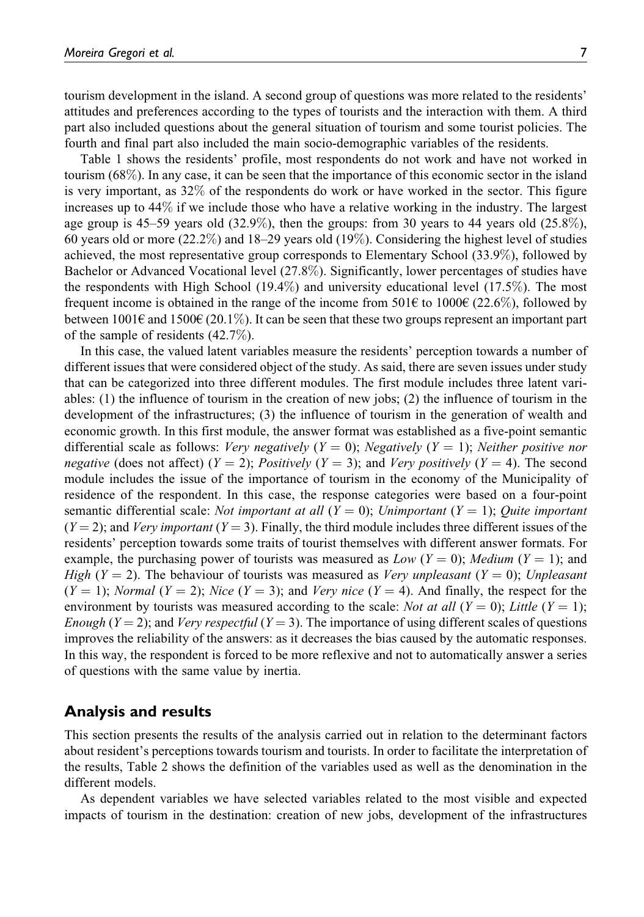tourism development in the island. A second group of questions was more related to the residents' attitudes and preferences according to the types of tourists and the interaction with them. A third part also included questions about the general situation of tourism and some tourist policies. The fourth and final part also included the main socio-demographic variables of the residents.

Table 1 shows the residents' profile, most respondents do not work and have not worked in tourism (68%). In any case, it can be seen that the importance of this economic sector in the island is very important, as 32% of the respondents do work or have worked in the sector. This figure increases up to 44% if we include those who have a relative working in the industry. The largest age group is 45–59 years old (32.9%), then the groups: from 30 years to 44 years old (25.8%), 60 years old or more (22.2%) and 18–29 years old (19%). Considering the highest level of studies achieved, the most representative group corresponds to Elementary School (33.9%), followed by Bachelor or Advanced Vocational level (27.8%). Significantly, lower percentages of studies have the respondents with High School (19.4%) and university educational level (17.5%). The most frequent income is obtained in the range of the income from 501€ to 1000€ (22.6%), followed by between 1001€ and 1500€ (20.1%). It can be seen that these two groups represent an important part of the sample of residents (42.7%).

In this case, the valued latent variables measure the residents' perception towards a number of different issues that were considered object of the study. As said, there are seven issues under study that can be categorized into three different modules. The first module includes three latent variables: (1) the influence of tourism in the creation of new jobs; (2) the influence of tourism in the development of the infrastructures; (3) the influence of tourism in the generation of wealth and economic growth. In this first module, the answer format was established as a five-point semantic differential scale as follows: *Very negatively* ($Y = 0$); *Negatively* ($Y = 1$); *Neither positive nor negative* (does not affect) ($Y = 2$); *Positively* ($Y = 3$); and *Very positively* ($Y = 4$). The second module includes the issue of the importance of tourism in the economy of the Municipality of residence of the respondent. In this case, the response categories were based on a four-point semantic differential scale: *Not important at all* ($Y = 0$); *Unimportant* ($Y = 1$); *Quite important* ($Y = 2$); and *Very important* ($Y = 3$). Finally, the third module includes three different issues of the residents' perception towards some traits of tourist themselves with different answer formats. For example, the purchasing power of tourists was measured as *Low* ($Y = 0$); *Medium* ($Y = 1$); and *High* ($Y = 2$). The behaviour of tourists was measured as *Very unpleasant* ($Y = 0$); *Unpleasant* ($Y = 1$); *Normal* ($Y = 2$); *Nice* ($Y = 3$); and *Very nice* ($Y = 4$). And finally, the respect for the environment by tourists was measured according to the scale: *Not at all* ($Y = 0$); *Little* ($Y = 1$); *Enough* ($Y = 2$); and *Very respectful* ($Y = 3$). The importance of using different scales of questions improves the reliability of the answers: as it decreases the bias caused by the automatic responses. In this way, the respondent is forced to be more reflexive and not to automatically answer a series of questions with the same value by inertia.

## Analysis and results

This section presents the results of the analysis carried out in relation to the determinant factors about resident's perceptions towards tourism and tourists. In order to facilitate the interpretation of the results, Table 2 shows the definition of the variables used as well as the denomination in the different models.

As dependent variables we have selected variables related to the most visible and expected impacts of tourism in the destination: creation of new jobs, development of the infrastructures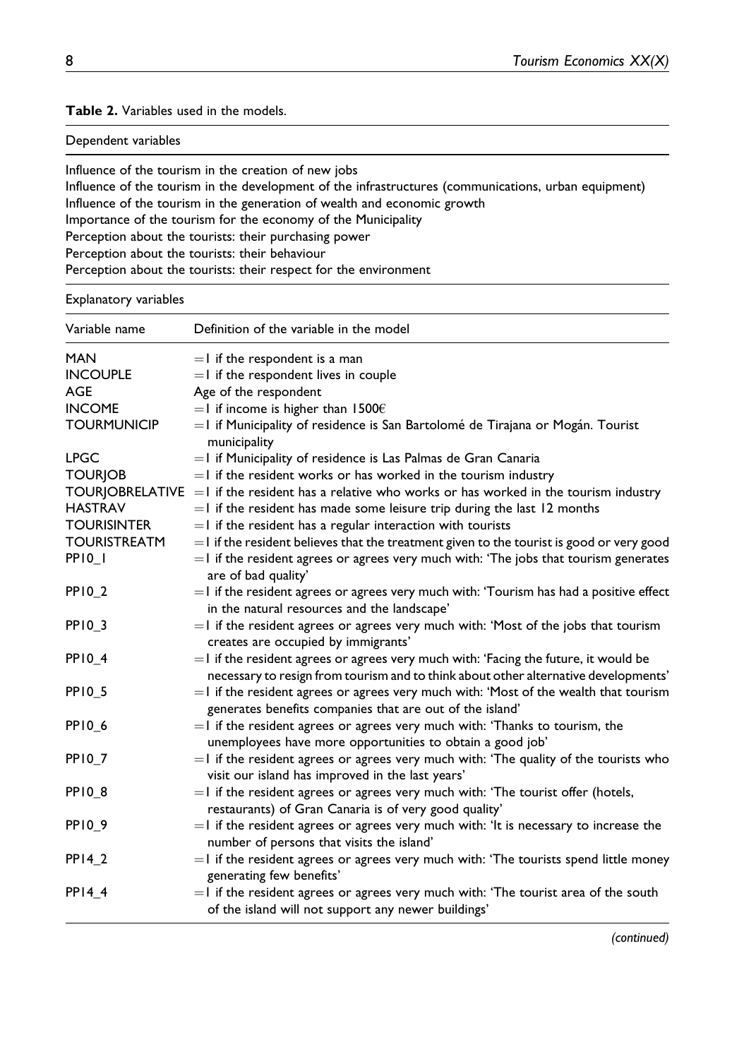**Table 2.** Variables used in the models.

Dependent variables

Influence of the tourism in the creation of new jobs
Influence of the tourism in the development of the infrastructures (communications, urban equipment)
Influence of the tourism in the generation of wealth and economic growth
Importance of the tourism for the economy of the Municipality
Perception about the tourists: their purchasing power
Perception about the tourists: their behaviour
Perception about the tourists: their respect for the environment

Explanatory variables

| Variable name | Definition of the variable in the model |
|---|---|
| MAN | =1 if the respondent is a man |
| INCOUPLE | =1 if the respondent lives in couple |
| AGE | Age of the respondent |
| INCOME | =1 if income is higher than 1500€ |
| TOURMUNICIP | =1 if Municipality of residence is San Bartolomé de Tirajana or Mogán. Tourist municipality |
| LPGC | =1 if Municipality of residence is Las Palmas de Gran Canaria |
| TOURJOB | =1 if the resident works or has worked in the tourism industry |
| TOURJOBRELATIVE | =1 if the resident has a relative who works or has worked in the tourism industry |
| HASTRAV | =1 if the resident has made some leisure trip during the last 12 months |
| TOURISINTER | =1 if the resident has a regular interaction with tourists |
| TOURISTREATM | =1 if the resident believes that the treatment given to the tourist is good or very good |
| PP10_1 | =1 if the resident agrees or agrees very much with: 'The jobs that tourism generates are of bad quality' |
| PP10_2 | =1 if the resident agrees or agrees very much with: 'Tourism has had a positive effect in the natural resources and the landscape' |
| PP10_3 | =1 if the resident agrees or agrees very much with: 'Most of the jobs that tourism creates are occupied by immigrants' |
| PP10_4 | =1 if the resident agrees or agrees very much with: 'Facing the future, it would be necessary to resign from tourism and to think about other alternative developments' |
| PP10_5 | =1 if the resident agrees or agrees very much with: 'Most of the wealth that tourism generates benefits companies that are out of the island' |
| PP10_6 | =1 if the resident agrees or agrees very much with: 'Thanks to tourism, the unemployees have more opportunities to obtain a good job' |
| PP10_7 | =1 if the resident agrees or agrees very much with: 'The quality of the tourists who visit our island has improved in the last years' |
| PP10_8 | =1 if the resident agrees or agrees very much with: 'The tourist offer (hotels, restaurants) of Gran Canaria is of very good quality' |
| PP10_9 | =1 if the resident agrees or agrees very much with: 'It is necessary to increase the number of persons that visits the island' |
| PP14_2 | =1 if the resident agrees or agrees very much with: 'The tourists spend little money generating few benefits' |
| PP14_4 | =1 if the resident agrees or agrees very much with: 'The tourist area of the south of the island will not support any newer buildings' |

*(continued)*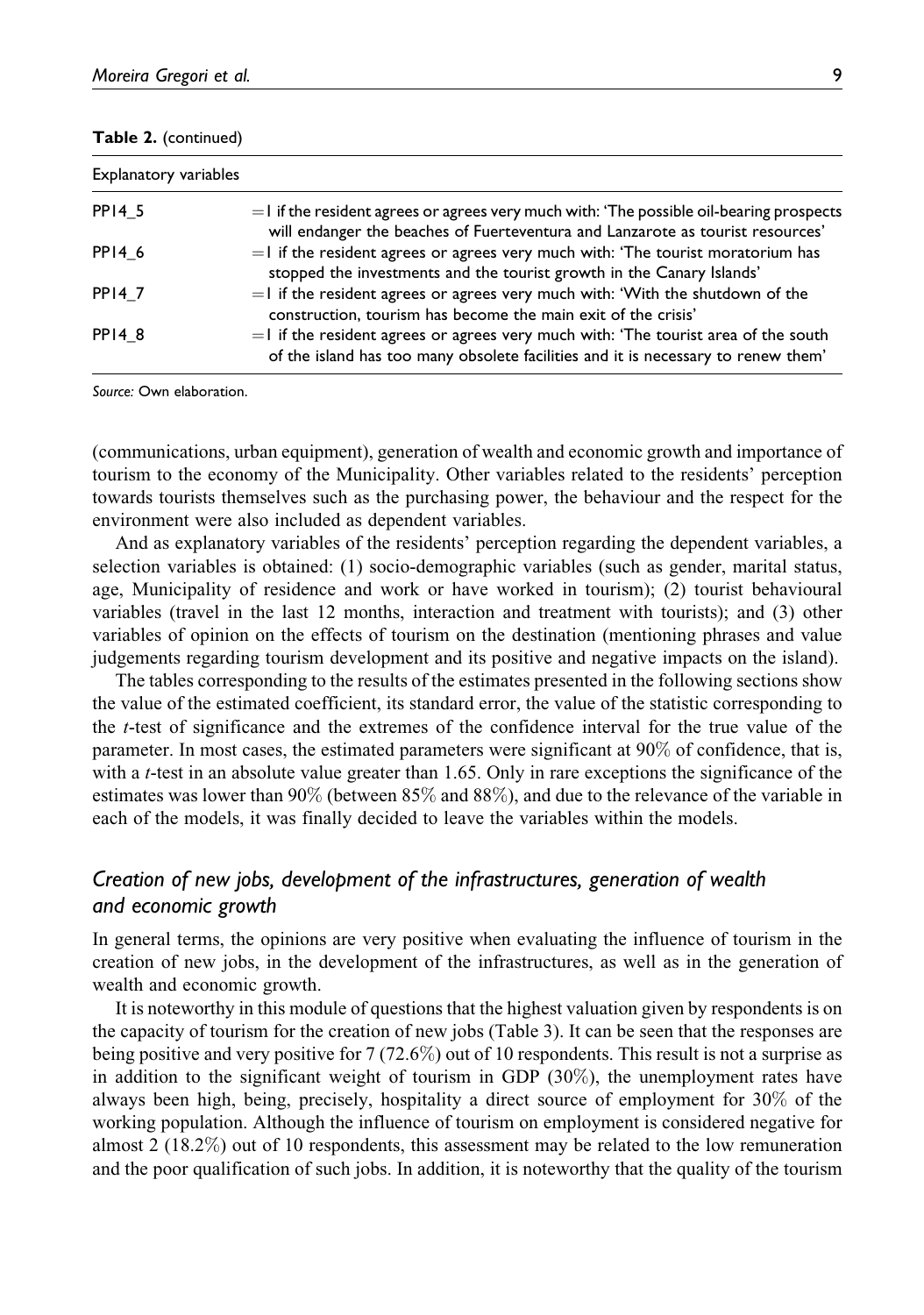**Table 2.** (continued)

| Explanatory variables | |
|---|---|
| PP14_5 | =1 if the resident agrees or agrees very much with: 'The possible oil-bearing prospects will endanger the beaches of Fuerteventura and Lanzarote as tourist resources' |
| PP14_6 | =1 if the resident agrees or agrees very much with: 'The tourist moratorium has stopped the investments and the tourist growth in the Canary Islands' |
| PP14_7 | =1 if the resident agrees or agrees very much with: 'With the shutdown of the construction, tourism has become the main exit of the crisis' |
| PP14_8 | =1 if the resident agrees or agrees very much with: 'The tourist area of the south of the island has too many obsolete facilities and it is necessary to renew them' |

*Source:* Own elaboration.

(communications, urban equipment), generation of wealth and economic growth and importance of tourism to the economy of the Municipality. Other variables related to the residents' perception towards tourists themselves such as the purchasing power, the behaviour and the respect for the environment were also included as dependent variables.

And as explanatory variables of the residents' perception regarding the dependent variables, a selection variables is obtained: (1) socio-demographic variables (such as gender, marital status, age, Municipality of residence and work or have worked in tourism); (2) tourist behavioural variables (travel in the last 12 months, interaction and treatment with tourists); and (3) other variables of opinion on the effects of tourism on the destination (mentioning phrases and value judgements regarding tourism development and its positive and negative impacts on the island).

The tables corresponding to the results of the estimates presented in the following sections show the value of the estimated coefficient, its standard error, the value of the statistic corresponding to the *t*-test of significance and the extremes of the confidence interval for the true value of the parameter. In most cases, the estimated parameters were significant at 90% of confidence, that is, with a *t*-test in an absolute value greater than 1.65. Only in rare exceptions the significance of the estimates was lower than 90% (between 85% and 88%), and due to the relevance of the variable in each of the models, it was finally decided to leave the variables within the models.

## *Creation of new jobs, development of the infrastructures, generation of wealth and economic growth*

In general terms, the opinions are very positive when evaluating the influence of tourism in the creation of new jobs, in the development of the infrastructures, as well as in the generation of wealth and economic growth.

It is noteworthy in this module of questions that the highest valuation given by respondents is on the capacity of tourism for the creation of new jobs (Table 3). It can be seen that the responses are being positive and very positive for 7 (72.6%) out of 10 respondents. This result is not a surprise as in addition to the significant weight of tourism in GDP (30%), the unemployment rates have always been high, being, precisely, hospitality a direct source of employment for 30% of the working population. Although the influence of tourism on employment is considered negative for almost 2 (18.2%) out of 10 respondents, this assessment may be related to the low remuneration and the poor qualification of such jobs. In addition, it is noteworthy that the quality of the tourism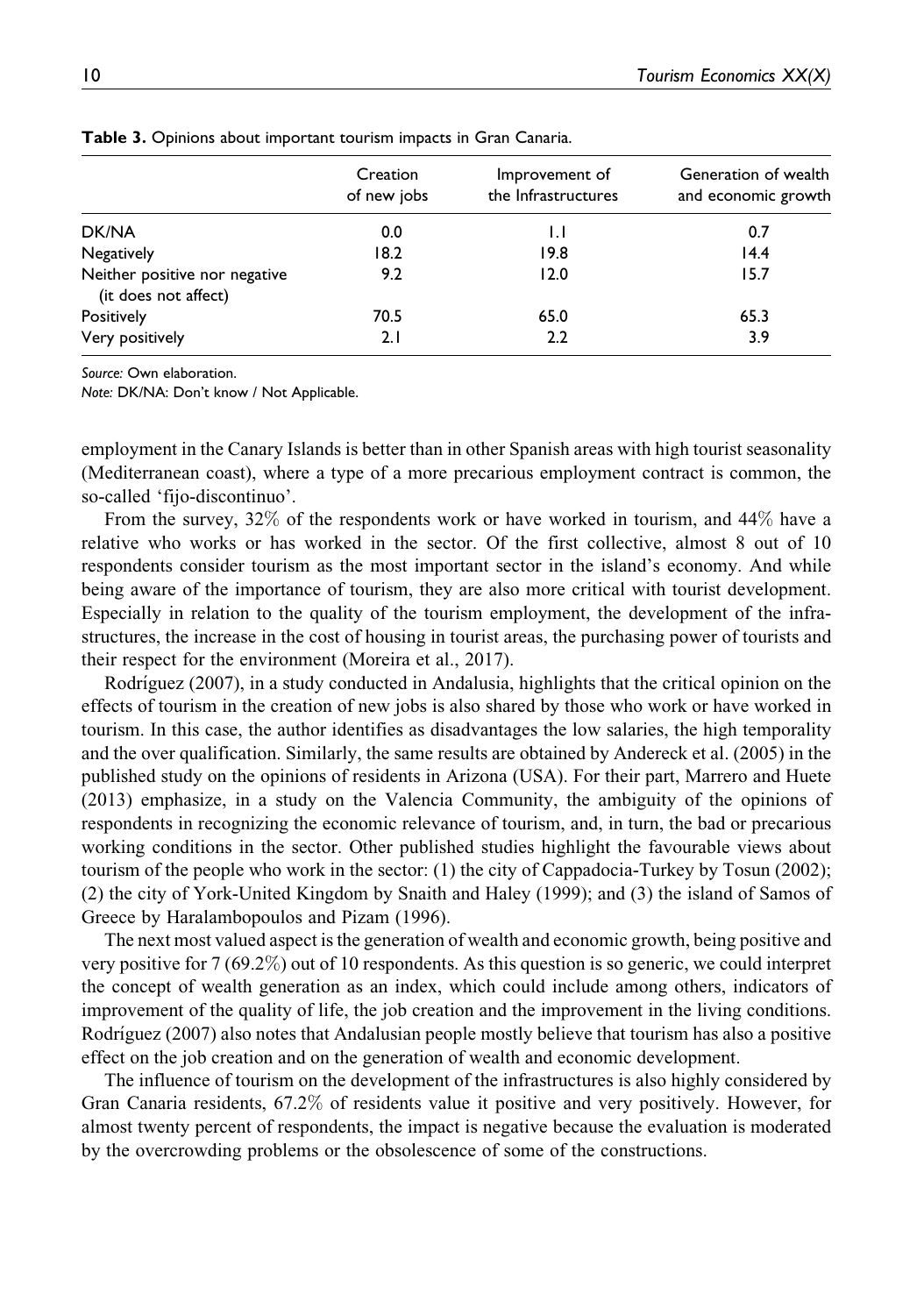**Table 3.** Opinions about important tourism impacts in Gran Canaria.

| | Creation of new jobs | Improvement of the Infrastructures | Generation of wealth and economic growth |
|---|---|---|---|
| DK/NA | 0.0 | 1.1 | 0.7 |
| Negatively | 18.2 | 19.8 | 14.4 |
| Neither positive nor negative (it does not affect) | 9.2 | 12.0 | 15.7 |
| Positively | 70.5 | 65.0 | 65.3 |
| Very positively | 2.1 | 2.2 | 3.9 |

*Source:* Own elaboration.

*Note:* DK/NA: Don't know / Not Applicable.

employment in the Canary Islands is better than in other Spanish areas with high tourist seasonality (Mediterranean coast), where a type of a more precarious employment contract is common, the so-called 'fijo-discontinuo'.

From the survey, 32% of the respondents work or have worked in tourism, and 44% have a relative who works or has worked in the sector. Of the first collective, almost 8 out of 10 respondents consider tourism as the most important sector in the island's economy. And while being aware of the importance of tourism, they are also more critical with tourist development. Especially in relation to the quality of the tourism employment, the development of the infrastructures, the increase in the cost of housing in tourist areas, the purchasing power of tourists and their respect for the environment (Moreira et al., 2017).

Rodríguez (2007), in a study conducted in Andalusia, highlights that the critical opinion on the effects of tourism in the creation of new jobs is also shared by those who work or have worked in tourism. In this case, the author identifies as disadvantages the low salaries, the high temporality and the over qualification. Similarly, the same results are obtained by Andereck et al. (2005) in the published study on the opinions of residents in Arizona (USA). For their part, Marrero and Huete (2013) emphasize, in a study on the Valencia Community, the ambiguity of the opinions of respondents in recognizing the economic relevance of tourism, and, in turn, the bad or precarious working conditions in the sector. Other published studies highlight the favourable views about tourism of the people who work in the sector: (1) the city of Cappadocia-Turkey by Tosun (2002); (2) the city of York-United Kingdom by Snaith and Haley (1999); and (3) the island of Samos of Greece by Haralambopoulos and Pizam (1996).

The next most valued aspect is the generation of wealth and economic growth, being positive and very positive for 7 (69.2%) out of 10 respondents. As this question is so generic, we could interpret the concept of wealth generation as an index, which could include among others, indicators of improvement of the quality of life, the job creation and the improvement in the living conditions. Rodríguez (2007) also notes that Andalusian people mostly believe that tourism has also a positive effect on the job creation and on the generation of wealth and economic development.

The influence of tourism on the development of the infrastructures is also highly considered by Gran Canaria residents, 67.2% of residents value it positive and very positively. However, for almost twenty percent of respondents, the impact is negative because the evaluation is moderated by the overcrowding problems or the obsolescence of some of the constructions.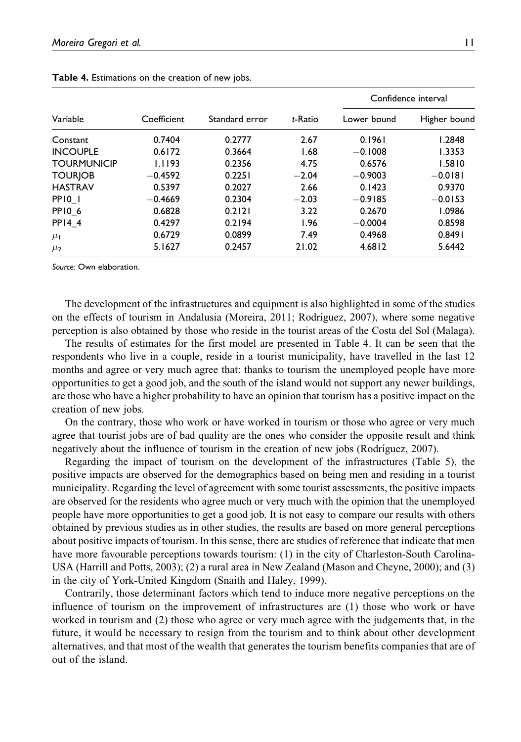**Table 4.** Estimations on the creation of new jobs.

| Variable | Coefficient | Standard error | *t*-Ratio | Confidence interval | |
|---|---|---|---|---|---|
| | | | | Lower bound | Higher bound |
| Constant | 0.7404 | 0.2777 | 2.67 | 0.1961 | 1.2848 |
| INCOUPLE | 0.6172 | 0.3664 | 1.68 | −0.1008 | 1.3353 |
| TOURMUNICIP | 1.1193 | 0.2356 | 4.75 | 0.6576 | 1.5810 |
| TOURJOB | −0.4592 | 0.2251 | −2.04 | −0.9003 | −0.0181 |
| HASTRAV | 0.5397 | 0.2027 | 2.66 | 0.1423 | 0.9370 |
| PP10_1 | −0.4669 | 0.2304 | −2.03 | −0.9185 | −0.0153 |
| PP10_6 | 0.6828 | 0.2121 | 3.22 | 0.2670 | 1.0986 |
| PP14_4 | 0.4297 | 0.2194 | 1.96 | −0.0004 | 0.8598 |
| $\mu_1$ | 0.6729 | 0.0899 | 7.49 | 0.4968 | 0.8491 |
| $\mu_2$ | 5.1627 | 0.2457 | 21.02 | 4.6812 | 5.6442 |

*Source:* Own elaboration.

The development of the infrastructures and equipment is also highlighted in some of the studies on the effects of tourism in Andalusia (Moreira, 2011; Rodríguez, 2007), where some negative perception is also obtained by those who reside in the tourist areas of the Costa del Sol (Malaga).

The results of estimates for the first model are presented in Table 4. It can be seen that the respondents who live in a couple, reside in a tourist municipality, have travelled in the last 12 months and agree or very much agree that: thanks to tourism the unemployed people have more opportunities to get a good job, and the south of the island would not support any newer buildings, are those who have a higher probability to have an opinion that tourism has a positive impact on the creation of new jobs.

On the contrary, those who work or have worked in tourism or those who agree or very much agree that tourist jobs are of bad quality are the ones who consider the opposite result and think negatively about the influence of tourism in the creation of new jobs (Rodríguez, 2007).

Regarding the impact of tourism on the development of the infrastructures (Table 5), the positive impacts are observed for the demographics based on being men and residing in a tourist municipality. Regarding the level of agreement with some tourist assessments, the positive impacts are observed for the residents who agree much or very much with the opinion that the unemployed people have more opportunities to get a good job. It is not easy to compare our results with others obtained by previous studies as in other studies, the results are based on more general perceptions about positive impacts of tourism. In this sense, there are studies of reference that indicate that men have more favourable perceptions towards tourism: (1) in the city of Charleston-South Carolina-USA (Harrill and Potts, 2003); (2) a rural area in New Zealand (Mason and Cheyne, 2000); and (3) in the city of York-United Kingdom (Snaith and Haley, 1999).

Contrarily, those determinant factors which tend to induce more negative perceptions on the influence of tourism on the improvement of infrastructures are (1) those who work or have worked in tourism and (2) those who agree or very much agree with the judgements that, in the future, it would be necessary to resign from the tourism and to think about other development alternatives, and that most of the wealth that generates the tourism benefits companies that are of out of the island.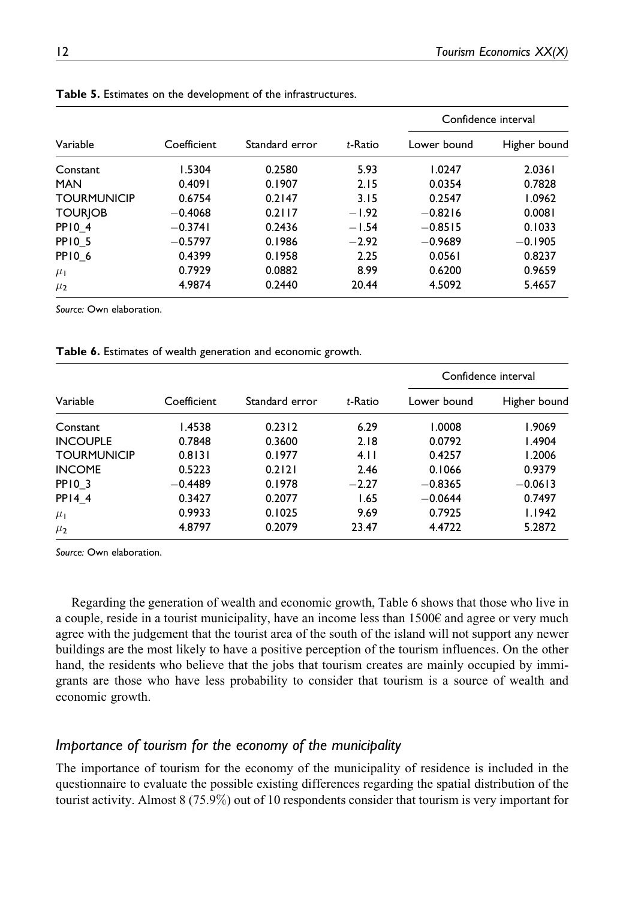**Table 5.** Estimates on the development of the infrastructures.

| Variable | Coefficient | Standard error | *t*-Ratio | Confidence interval | |
|---|---|---|---|---|---|
| | | | | Lower bound | Higher bound |
| Constant | 1.5304 | 0.2580 | 5.93 | 1.0247 | 2.0361 |
| MAN | 0.4091 | 0.1907 | 2.15 | 0.0354 | 0.7828 |
| TOURMUNICIP | 0.6754 | 0.2147 | 3.15 | 0.2547 | 1.0962 |
| TOURJOB | −0.4068 | 0.2117 | −1.92 | −0.8216 | 0.0081 |
| PP10_4 | −0.3741 | 0.2436 | −1.54 | −0.8515 | 0.1033 |
| PP10_5 | −0.5797 | 0.1986 | −2.92 | −0.9689 | −0.1905 |
| PP10_6 | 0.4399 | 0.1958 | 2.25 | 0.0561 | 0.8237 |
| $\mu_1$ | 0.7929 | 0.0882 | 8.99 | 0.6200 | 0.9659 |
| $\mu_2$ | 4.9874 | 0.2440 | 20.44 | 4.5092 | 5.4657 |

*Source:* Own elaboration.

**Table 6.** Estimates of wealth generation and economic growth.

| Variable | Coefficient | Standard error | *t*-Ratio | Confidence interval | |
|---|---|---|---|---|---|
| | | | | Lower bound | Higher bound |
| Constant | 1.4538 | 0.2312 | 6.29 | 1.0008 | 1.9069 |
| INCOUPLE | 0.7848 | 0.3600 | 2.18 | 0.0792 | 1.4904 |
| TOURMUNICIP | 0.8131 | 0.1977 | 4.11 | 0.4257 | 1.2006 |
| INCOME | 0.5223 | 0.2121 | 2.46 | 0.1066 | 0.9379 |
| PP10_3 | −0.4489 | 0.1978 | −2.27 | −0.8365 | −0.0613 |
| PP14_4 | 0.3427 | 0.2077 | 1.65 | −0.0644 | 0.7497 |
| $\mu_1$ | 0.9933 | 0.1025 | 9.69 | 0.7925 | 1.1942 |
| $\mu_2$ | 4.8797 | 0.2079 | 23.47 | 4.4722 | 5.2872 |

*Source:* Own elaboration.

Regarding the generation of wealth and economic growth, Table 6 shows that those who live in a couple, reside in a tourist municipality, have an income less than 1500€ and agree or very much agree with the judgement that the tourist area of the south of the island will not support any newer buildings are the most likely to have a positive perception of the tourism influences. On the other hand, the residents who believe that the jobs that tourism creates are mainly occupied by immigrants are those who have less probability to consider that tourism is a source of wealth and economic growth.

### *Importance of tourism for the economy of the municipality*

The importance of tourism for the economy of the municipality of residence is included in the questionnaire to evaluate the possible existing differences regarding the spatial distribution of the tourist activity. Almost 8 (75.9%) out of 10 respondents consider that tourism is very important for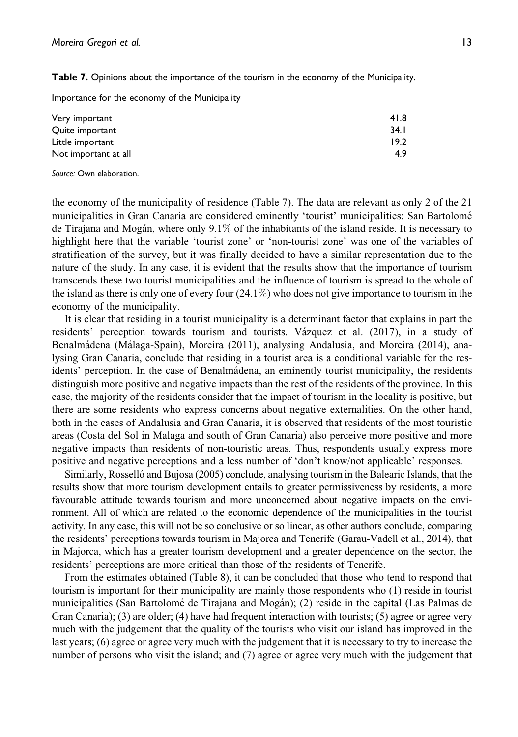**Table 7.** Opinions about the importance of the tourism in the economy of the Municipality.

| Importance for the economy of the Municipality | |
|---|---|
| Very important | 41.8 |
| Quite important | 34.1 |
| Little important | 19.2 |
| Not important at all | 4.9 |

*Source:* Own elaboration.

the economy of the municipality of residence (Table 7). The data are relevant as only 2 of the 21 municipalities in Gran Canaria are considered eminently 'tourist' municipalities: San Bartolomé de Tirajana and Mogán, where only 9.1% of the inhabitants of the island reside. It is necessary to highlight here that the variable 'tourist zone' or 'non-tourist zone' was one of the variables of stratification of the survey, but it was finally decided to have a similar representation due to the nature of the study. In any case, it is evident that the results show that the importance of tourism transcends these two tourist municipalities and the influence of tourism is spread to the whole of the island as there is only one of every four (24.1%) who does not give importance to tourism in the economy of the municipality.

It is clear that residing in a tourist municipality is a determinant factor that explains in part the residents' perception towards tourism and tourists. Vázquez et al. (2017), in a study of Benalmádena (Málaga-Spain), Moreira (2011), analysing Andalusia, and Moreira (2014), analysing Gran Canaria, conclude that residing in a tourist area is a conditional variable for the residents' perception. In the case of Benalmádena, an eminently tourist municipality, the residents distinguish more positive and negative impacts than the rest of the residents of the province. In this case, the majority of the residents consider that the impact of tourism in the locality is positive, but there are some residents who express concerns about negative externalities. On the other hand, both in the cases of Andalusia and Gran Canaria, it is observed that residents of the most touristic areas (Costa del Sol in Malaga and south of Gran Canaria) also perceive more positive and more negative impacts than residents of non-touristic areas. Thus, respondents usually express more positive and negative perceptions and a less number of 'don't know/not applicable' responses.

Similarly, Rosselló and Bujosa (2005) conclude, analysing tourism in the Balearic Islands, that the results show that more tourism development entails to greater permissiveness by residents, a more favourable attitude towards tourism and more unconcerned about negative impacts on the environment. All of which are related to the economic dependence of the municipalities in the tourist activity. In any case, this will not be so conclusive or so linear, as other authors conclude, comparing the residents' perceptions towards tourism in Majorca and Tenerife (Garau-Vadell et al., 2014), that in Majorca, which has a greater tourism development and a greater dependence on the sector, the residents' perceptions are more critical than those of the residents of Tenerife.

From the estimates obtained (Table 8), it can be concluded that those who tend to respond that tourism is important for their municipality are mainly those respondents who (1) reside in tourist municipalities (San Bartolomé de Tirajana and Mogán); (2) reside in the capital (Las Palmas de Gran Canaria); (3) are older; (4) have had frequent interaction with tourists; (5) agree or agree very much with the judgement that the quality of the tourists who visit our island has improved in the last years; (6) agree or agree very much with the judgement that it is necessary to try to increase the number of persons who visit the island; and (7) agree or agree very much with the judgement that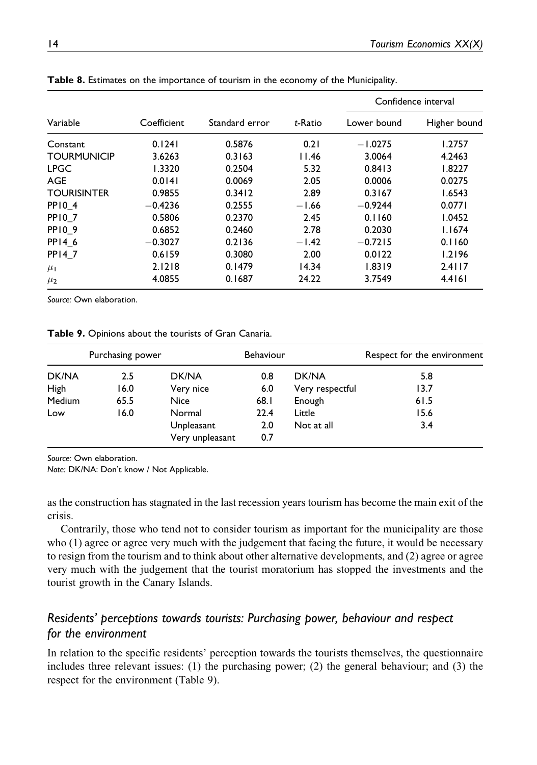**Table 8.** Estimates on the importance of tourism in the economy of the Municipality.

| Variable | Coefficient | Standard error | *t*-Ratio | Confidence interval | |
|---|---|---|---|---|---|
| | | | | Lower bound | Higher bound |
| Constant | 0.1241 | 0.5876 | 0.21 | −1.0275 | 1.2757 |
| TOURMUNICIP | 3.6263 | 0.3163 | 11.46 | 3.0064 | 4.2463 |
| LPGC | 1.3320 | 0.2504 | 5.32 | 0.8413 | 1.8227 |
| AGE | 0.0141 | 0.0069 | 2.05 | 0.0006 | 0.0275 |
| TOURISINTER | 0.9855 | 0.3412 | 2.89 | 0.3167 | 1.6543 |
| PP10_4 | −0.4236 | 0.2555 | −1.66 | −0.9244 | 0.0771 |
| PP10_7 | 0.5806 | 0.2370 | 2.45 | 0.1160 | 1.0452 |
| PP10_9 | 0.6852 | 0.2460 | 2.78 | 0.2030 | 1.1674 |
| PP14_6 | −0.3027 | 0.2136 | −1.42 | −0.7215 | 0.1160 |
| PP14_7 | 0.6159 | 0.3080 | 2.00 | 0.0122 | 1.2196 |
| $\mu_1$ | 2.1218 | 0.1479 | 14.34 | 1.8319 | 2.4117 |
| $\mu_2$ | 4.0855 | 0.1687 | 24.22 | 3.7549 | 4.4161 |

*Source:* Own elaboration.

**Table 9.** Opinions about the tourists of Gran Canaria.

| Purchasing power | | Behaviour | | Respect for the environment | |
|---|---|---|---|---|---|
| DK/NA | 2.5 | DK/NA | 0.8 | DK/NA | 5.8 |
| High | 16.0 | Very nice | 6.0 | Very respectful | 13.7 |
| Medium | 65.5 | Nice | 68.1 | Enough | 61.5 |
| Low | 16.0 | Normal | 22.4 | Little | 15.6 |
| | | Unpleasant | 2.0 | Not at all | 3.4 |
| | | Very unpleasant | 0.7 | | |

*Source:* Own elaboration.

*Note:* DK/NA: Don't know / Not Applicable.

as the construction has stagnated in the last recession years tourism has become the main exit of the crisis.

Contrarily, those who tend not to consider tourism as important for the municipality are those who (1) agree or agree very much with the judgement that facing the future, it would be necessary to resign from the tourism and to think about other alternative developments, and (2) agree or agree very much with the judgement that the tourist moratorium has stopped the investments and the tourist growth in the Canary Islands.

## *Residents' perceptions towards tourists: Purchasing power, behaviour and respect for the environment*

In relation to the specific residents' perception towards the tourists themselves, the questionnaire includes three relevant issues: (1) the purchasing power; (2) the general behaviour; and (3) the respect for the environment (Table 9).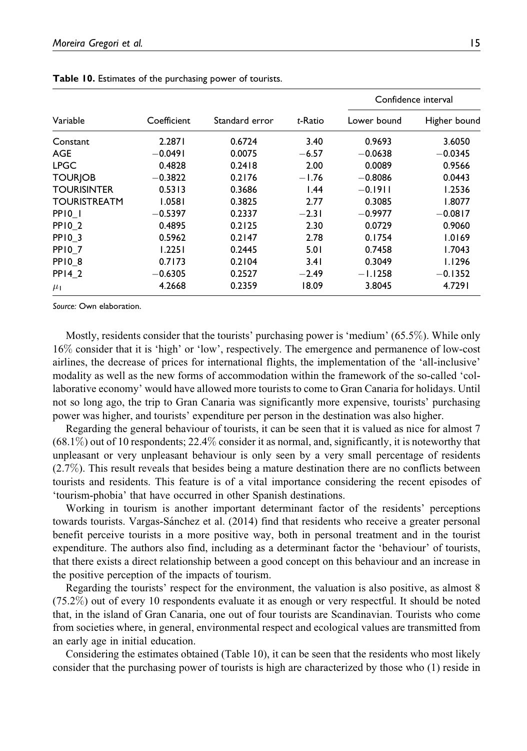**Table 10.** Estimates of the purchasing power of tourists.

| Variable | Coefficient | Standard error | *t*-Ratio | Confidence interval | |
|---|---|---|---|---|---|
| | | | | Lower bound | Higher bound |
| Constant | 2.2871 | 0.6724 | 3.40 | 0.9693 | 3.6050 |
| AGE | −0.0491 | 0.0075 | −6.57 | −0.0638 | −0.0345 |
| LPGC | 0.4828 | 0.2418 | 2.00 | 0.0089 | 0.9566 |
| TOURJOB | −0.3822 | 0.2176 | −1.76 | −0.8086 | 0.0443 |
| TOURISINTER | 0.5313 | 0.3686 | 1.44 | −0.1911 | 1.2536 |
| TOURISTREATM | 1.0581 | 0.3825 | 2.77 | 0.3085 | 1.8077 |
| PP10_1 | −0.5397 | 0.2337 | −2.31 | −0.9977 | −0.0817 |
| PP10_2 | 0.4895 | 0.2125 | 2.30 | 0.0729 | 0.9060 |
| PP10_3 | 0.5962 | 0.2147 | 2.78 | 0.1754 | 1.0169 |
| PP10_7 | 1.2251 | 0.2445 | 5.01 | 0.7458 | 1.7043 |
| PP10_8 | 0.7173 | 0.2104 | 3.41 | 0.3049 | 1.1296 |
| PP14_2 | −0.6305 | 0.2527 | −2.49 | −1.1258 | −0.1352 |
| $\mu_1$ | 4.2668 | 0.2359 | 18.09 | 3.8045 | 4.7291 |

*Source:* Own elaboration.

Mostly, residents consider that the tourists' purchasing power is 'medium' (65.5%). While only 16% consider that it is 'high' or 'low', respectively. The emergence and permanence of low-cost airlines, the decrease of prices for international flights, the implementation of the 'all-inclusive' modality as well as the new forms of accommodation within the framework of the so-called 'collaborative economy' would have allowed more tourists to come to Gran Canaria for holidays. Until not so long ago, the trip to Gran Canaria was significantly more expensive, tourists' purchasing power was higher, and tourists' expenditure per person in the destination was also higher.

Regarding the general behaviour of tourists, it can be seen that it is valued as nice for almost 7 (68.1%) out of 10 respondents; 22.4% consider it as normal, and, significantly, it is noteworthy that unpleasant or very unpleasant behaviour is only seen by a very small percentage of residents (2.7%). This result reveals that besides being a mature destination there are no conflicts between tourists and residents. This feature is of a vital importance considering the recent episodes of 'tourism-phobia' that have occurred in other Spanish destinations.

Working in tourism is another important determinant factor of the residents' perceptions towards tourists. Vargas-Sánchez et al. (2014) find that residents who receive a greater personal benefit perceive tourists in a more positive way, both in personal treatment and in the tourist expenditure. The authors also find, including as a determinant factor the 'behaviour' of tourists, that there exists a direct relationship between a good concept on this behaviour and an increase in the positive perception of the impacts of tourism.

Regarding the tourists' respect for the environment, the valuation is also positive, as almost 8 (75.2%) out of every 10 respondents evaluate it as enough or very respectful. It should be noted that, in the island of Gran Canaria, one out of four tourists are Scandinavian. Tourists who come from societies where, in general, environmental respect and ecological values are transmitted from an early age in initial education.

Considering the estimates obtained (Table 10), it can be seen that the residents who most likely consider that the purchasing power of tourists is high are characterized by those who (1) reside in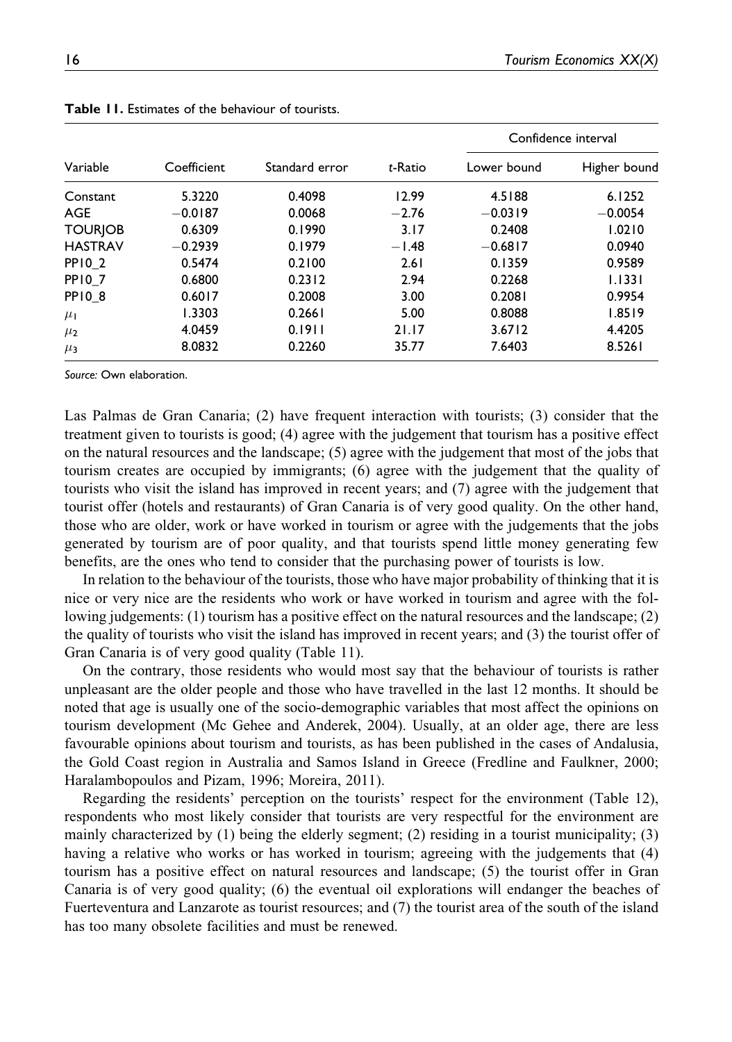**Table 11.** Estimates of the behaviour of tourists.

| Variable | Coefficient | Standard error | *t*-Ratio | Confidence interval | |
|---|---|---|---|---|---|
| | | | | Lower bound | Higher bound |
| Constant | 5.3220 | 0.4098 | 12.99 | 4.5188 | 6.1252 |
| AGE | −0.0187 | 0.0068 | −2.76 | −0.0319 | −0.0054 |
| TOURJOB | 0.6309 | 0.1990 | 3.17 | 0.2408 | 1.0210 |
| HASTRAV | −0.2939 | 0.1979 | −1.48 | −0.6817 | 0.0940 |
| PP10_2 | 0.5474 | 0.2100 | 2.61 | 0.1359 | 0.9589 |
| PP10_7 | 0.6800 | 0.2312 | 2.94 | 0.2268 | 1.1331 |
| PP10_8 | 0.6017 | 0.2008 | 3.00 | 0.2081 | 0.9954 |
| $\mu_1$ | 1.3303 | 0.2661 | 5.00 | 0.8088 | 1.8519 |
| $\mu_2$ | 4.0459 | 0.1911 | 21.17 | 3.6712 | 4.4205 |
| $\mu_3$ | 8.0832 | 0.2260 | 35.77 | 7.6403 | 8.5261 |

*Source:* Own elaboration.

Las Palmas de Gran Canaria; (2) have frequent interaction with tourists; (3) consider that the treatment given to tourists is good; (4) agree with the judgement that tourism has a positive effect on the natural resources and the landscape; (5) agree with the judgement that most of the jobs that tourism creates are occupied by immigrants; (6) agree with the judgement that the quality of tourists who visit the island has improved in recent years; and (7) agree with the judgement that tourist offer (hotels and restaurants) of Gran Canaria is of very good quality. On the other hand, those who are older, work or have worked in tourism or agree with the judgements that the jobs generated by tourism are of poor quality, and that tourists spend little money generating few benefits, are the ones who tend to consider that the purchasing power of tourists is low.

In relation to the behaviour of the tourists, those who have major probability of thinking that it is nice or very nice are the residents who work or have worked in tourism and agree with the following judgements: (1) tourism has a positive effect on the natural resources and the landscape; (2) the quality of tourists who visit the island has improved in recent years; and (3) the tourist offer of Gran Canaria is of very good quality (Table 11).

On the contrary, those residents who would most say that the behaviour of tourists is rather unpleasant are the older people and those who have travelled in the last 12 months. It should be noted that age is usually one of the socio-demographic variables that most affect the opinions on tourism development (Mc Gehee and Anderek, 2004). Usually, at an older age, there are less favourable opinions about tourism and tourists, as has been published in the cases of Andalusia, the Gold Coast region in Australia and Samos Island in Greece (Fredline and Faulkner, 2000; Haralambopoulos and Pizam, 1996; Moreira, 2011).

Regarding the residents' perception on the tourists' respect for the environment (Table 12), respondents who most likely consider that tourists are very respectful for the environment are mainly characterized by (1) being the elderly segment; (2) residing in a tourist municipality; (3) having a relative who works or has worked in tourism; agreeing with the judgements that (4) tourism has a positive effect on natural resources and landscape; (5) the tourist offer in Gran Canaria is of very good quality; (6) the eventual oil explorations will endanger the beaches of Fuerteventura and Lanzarote as tourist resources; and (7) the tourist area of the south of the island has too many obsolete facilities and must be renewed.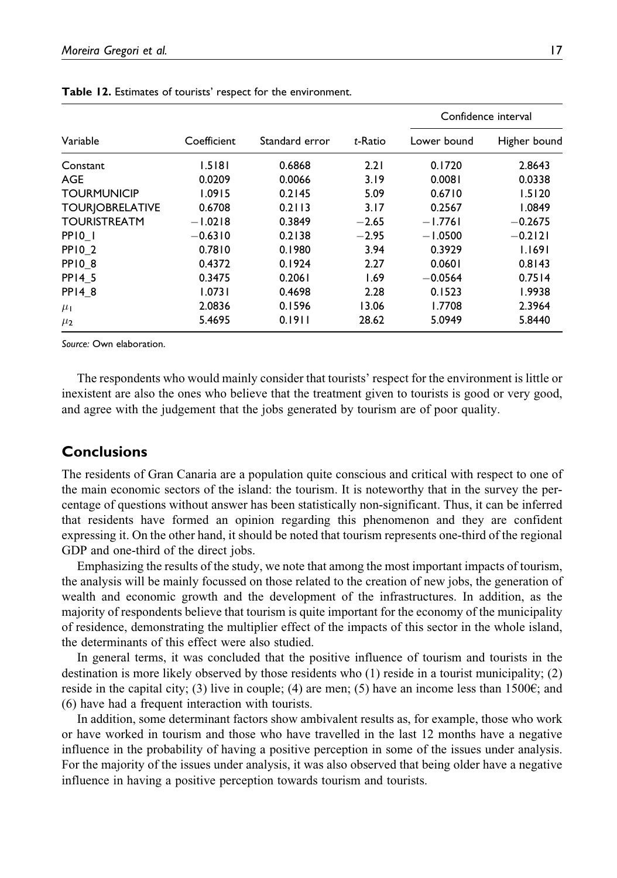**Table 12.** Estimates of tourists' respect for the environment.

| Variable | Coefficient | Standard error | *t*-Ratio | Confidence interval | |
|---|---|---|---|---|---|
| | | | | Lower bound | Higher bound |
| Constant | 1.5181 | 0.6868 | 2.21 | 0.1720 | 2.8643 |
| AGE | 0.0209 | 0.0066 | 3.19 | 0.0081 | 0.0338 |
| TOURMUNICIP | 1.0915 | 0.2145 | 5.09 | 0.6710 | 1.5120 |
| TOURJOBRELATIVE | 0.6708 | 0.2113 | 3.17 | 0.2567 | 1.0849 |
| TOURISTREATM | −1.0218 | 0.3849 | −2.65 | −1.7761 | −0.2675 |
| PP10_1 | −0.6310 | 0.2138 | −2.95 | −1.0500 | −0.2121 |
| PP10_2 | 0.7810 | 0.1980 | 3.94 | 0.3929 | 1.1691 |
| PP10_8 | 0.4372 | 0.1924 | 2.27 | 0.0601 | 0.8143 |
| PP14_5 | 0.3475 | 0.2061 | 1.69 | −0.0564 | 0.7514 |
| PP14_8 | 1.0731 | 0.4698 | 2.28 | 0.1523 | 1.9938 |
| $\mu_1$ | 2.0836 | 0.1596 | 13.06 | 1.7708 | 2.3964 |
| $\mu_2$ | 5.4695 | 0.1911 | 28.62 | 5.0949 | 5.8440 |

*Source:* Own elaboration.

The respondents who would mainly consider that tourists' respect for the environment is little or inexistent are also the ones who believe that the treatment given to tourists is good or very good, and agree with the judgement that the jobs generated by tourism are of poor quality.

## Conclusions

The residents of Gran Canaria are a population quite conscious and critical with respect to one of the main economic sectors of the island: the tourism. It is noteworthy that in the survey the percentage of questions without answer has been statistically non-significant. Thus, it can be inferred that residents have formed an opinion regarding this phenomenon and they are confident expressing it. On the other hand, it should be noted that tourism represents one-third of the regional GDP and one-third of the direct jobs.

Emphasizing the results of the study, we note that among the most important impacts of tourism, the analysis will be mainly focussed on those related to the creation of new jobs, the generation of wealth and economic growth and the development of the infrastructures. In addition, as the majority of respondents believe that tourism is quite important for the economy of the municipality of residence, demonstrating the multiplier effect of the impacts of this sector in the whole island, the determinants of this effect were also studied.

In general terms, it was concluded that the positive influence of tourism and tourists in the destination is more likely observed by those residents who (1) reside in a tourist municipality; (2) reside in the capital city; (3) live in couple; (4) are men; (5) have an income less than 1500€; and (6) have had a frequent interaction with tourists.

In addition, some determinant factors show ambivalent results as, for example, those who work or have worked in tourism and those who have travelled in the last 12 months have a negative influence in the probability of having a positive perception in some of the issues under analysis. For the majority of the issues under analysis, it was also observed that being older have a negative influence in having a positive perception towards tourism and tourists.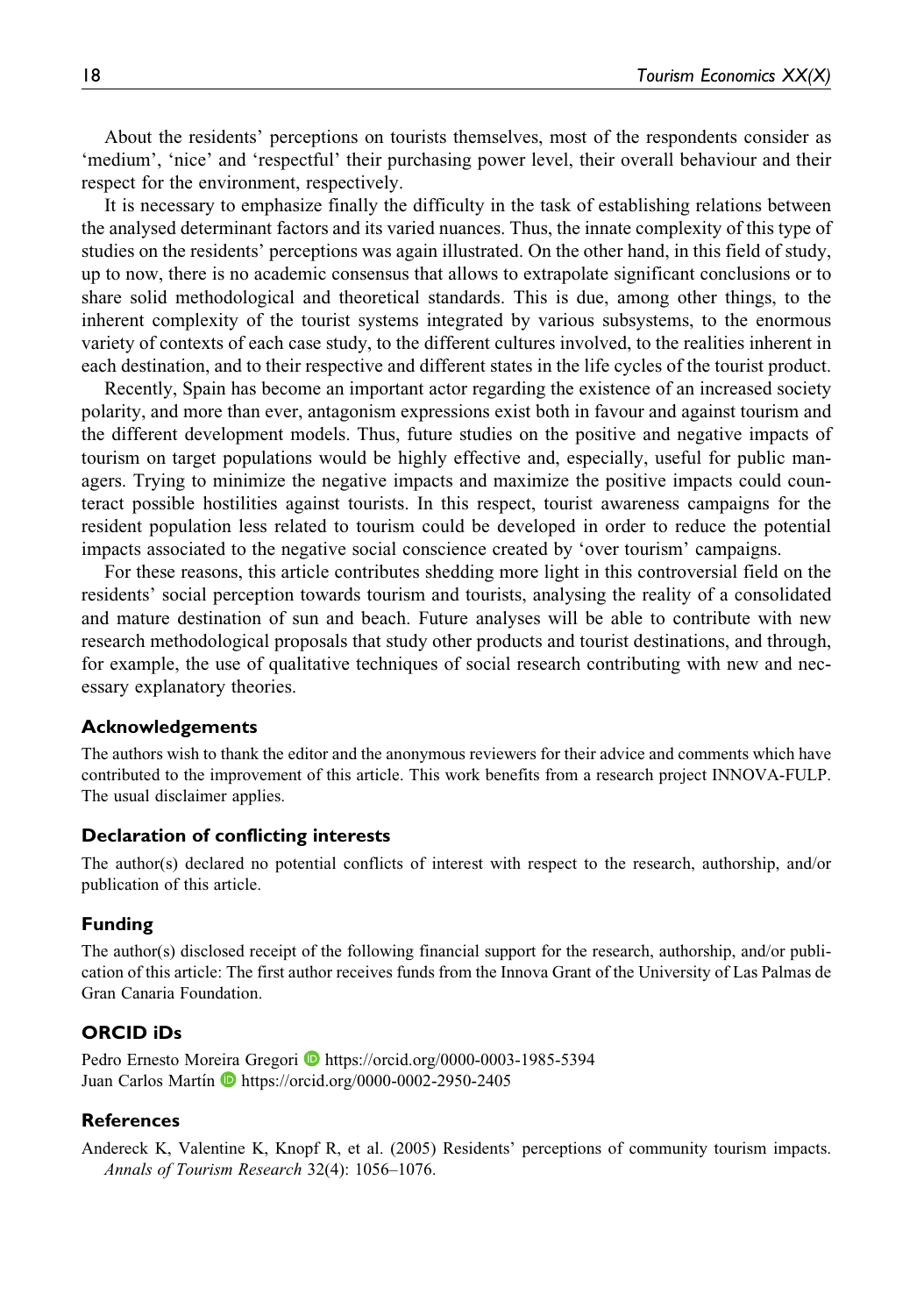About the residents' perceptions on tourists themselves, most of the respondents consider as 'medium', 'nice' and 'respectful' their purchasing power level, their overall behaviour and their respect for the environment, respectively.

It is necessary to emphasize finally the difficulty in the task of establishing relations between the analysed determinant factors and its varied nuances. Thus, the innate complexity of this type of studies on the residents' perceptions was again illustrated. On the other hand, in this field of study, up to now, there is no academic consensus that allows to extrapolate significant conclusions or to share solid methodological and theoretical standards. This is due, among other things, to the inherent complexity of the tourist systems integrated by various subsystems, to the enormous variety of contexts of each case study, to the different cultures involved, to the realities inherent in each destination, and to their respective and different states in the life cycles of the tourist product.

Recently, Spain has become an important actor regarding the existence of an increased society polarity, and more than ever, antagonism expressions exist both in favour and against tourism and the different development models. Thus, future studies on the positive and negative impacts of tourism on target populations would be highly effective and, especially, useful for public managers. Trying to minimize the negative impacts and maximize the positive impacts could counteract possible hostilities against tourists. In this respect, tourist awareness campaigns for the resident population less related to tourism could be developed in order to reduce the potential impacts associated to the negative social conscience created by 'over tourism' campaigns.

For these reasons, this article contributes shedding more light in this controversial field on the residents' social perception towards tourism and tourists, analysing the reality of a consolidated and mature destination of sun and beach. Future analyses will be able to contribute with new research methodological proposals that study other products and tourist destinations, and through, for example, the use of qualitative techniques of social research contributing with new and necessary explanatory theories.

## Acknowledgements

The authors wish to thank the editor and the anonymous reviewers for their advice and comments which have contributed to the improvement of this article. This work benefits from a research project INNOVA-FULP. The usual disclaimer applies.

## Declaration of conflicting interests

The author(s) declared no potential conflicts of interest with respect to the research, authorship, and/or publication of this article.

## Funding

The author(s) disclosed receipt of the following financial support for the research, authorship, and/or publication of this article: The first author receives funds from the Innova Grant of the University of Las Palmas de Gran Canaria Foundation.

## ORCID iDs

Pedro Ernesto Moreira Gregori https://orcid.org/0000-0003-1985-5394
Juan Carlos Martín https://orcid.org/0000-0002-2950-2405

## References

Andereck K, Valentine K, Knopf R, et al. (2005) Residents' perceptions of community tourism impacts. *Annals of Tourism Research* 32(4): 1056–1076.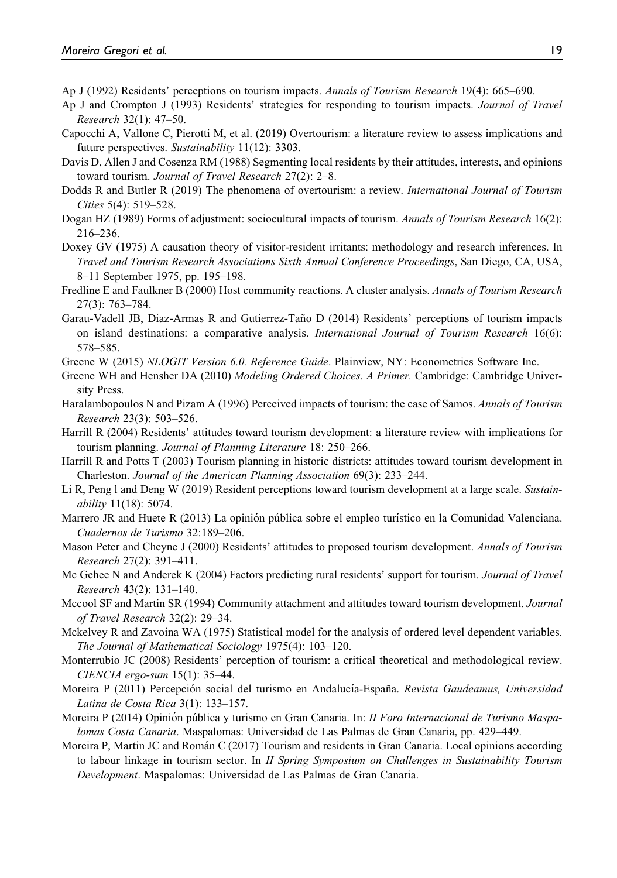Ap J (1992) Residents' perceptions on tourism impacts. *Annals of Tourism Research* 19(4): 665–690.

Ap J and Crompton J (1993) Residents' strategies for responding to tourism impacts. *Journal of Travel Research* 32(1): 47–50.

Capocchi A, Vallone C, Pierotti M, et al. (2019) Overtourism: a literature review to assess implications and future perspectives. *Sustainability* 11(12): 3303.

Davis D, Allen J and Cosenza RM (1988) Segmenting local residents by their attitudes, interests, and opinions toward tourism. *Journal of Travel Research* 27(2): 2–8.

Dodds R and Butler R (2019) The phenomena of overtourism: a review. *International Journal of Tourism Cities* 5(4): 519–528.

Dogan HZ (1989) Forms of adjustment: sociocultural impacts of tourism. *Annals of Tourism Research* 16(2): 216–236.

Doxey GV (1975) A causation theory of visitor-resident irritants: methodology and research inferences. In *Travel and Tourism Research Associations Sixth Annual Conference Proceedings*, San Diego, CA, USA, 8–11 September 1975, pp. 195–198.

Fredline E and Faulkner B (2000) Host community reactions. A cluster analysis. *Annals of Tourism Research* 27(3): 763–784.

Garau-Vadell JB, Díaz-Armas R and Gutierrez-Taño D (2014) Residents' perceptions of tourism impacts on island destinations: a comparative analysis. *International Journal of Tourism Research* 16(6): 578–585.

Greene W (2015) *NLOGIT Version 6.0. Reference Guide*. Plainview, NY: Econometrics Software Inc.

Greene WH and Hensher DA (2010) *Modeling Ordered Choices. A Primer.* Cambridge: Cambridge University Press.

Haralambopoulos N and Pizam A (1996) Perceived impacts of tourism: the case of Samos. *Annals of Tourism Research* 23(3): 503–526.

Harrill R (2004) Residents' attitudes toward tourism development: a literature review with implications for tourism planning. *Journal of Planning Literature* 18: 250–266.

Harrill R and Potts T (2003) Tourism planning in historic districts: attitudes toward tourism development in Charleston. *Journal of the American Planning Association* 69(3): 233–244.

Li R, Peng l and Deng W (2019) Resident perceptions toward tourism development at a large scale. *Sustainability* 11(18): 5074.

Marrero JR and Huete R (2013) La opinión pública sobre el empleo turístico en la Comunidad Valenciana. *Cuadernos de Turismo* 32:189–206.

Mason Peter and Cheyne J (2000) Residents' attitudes to proposed tourism development. *Annals of Tourism Research* 27(2): 391–411.

Mc Gehee N and Anderek K (2004) Factors predicting rural residents' support for tourism. *Journal of Travel Research* 43(2): 131–140.

Mccool SF and Martin SR (1994) Community attachment and attitudes toward tourism development. *Journal of Travel Research* 32(2): 29–34.

Mckelvey R and Zavoina WA (1975) Statistical model for the analysis of ordered level dependent variables. *The Journal of Mathematical Sociology* 1975(4): 103–120.

Monterrubio JC (2008) Residents' perception of tourism: a critical theoretical and methodological review. *CIENCIA ergo-sum* 15(1): 35–44.

Moreira P (2011) Percepción social del turismo en Andalucía-España. *Revista Gaudeamus, Universidad Latina de Costa Rica* 3(1): 133–157.

Moreira P (2014) Opinión pública y turismo en Gran Canaria. In: *II Foro Internacional de Turismo Maspalomas Costa Canaria*. Maspalomas: Universidad de Las Palmas de Gran Canaria, pp. 429–449.

Moreira P, Martin JC and Román C (2017) Tourism and residents in Gran Canaria. Local opinions according to labour linkage in tourism sector. In *II Spring Symposium on Challenges in Sustainability Tourism Development*. Maspalomas: Universidad de Las Palmas de Gran Canaria.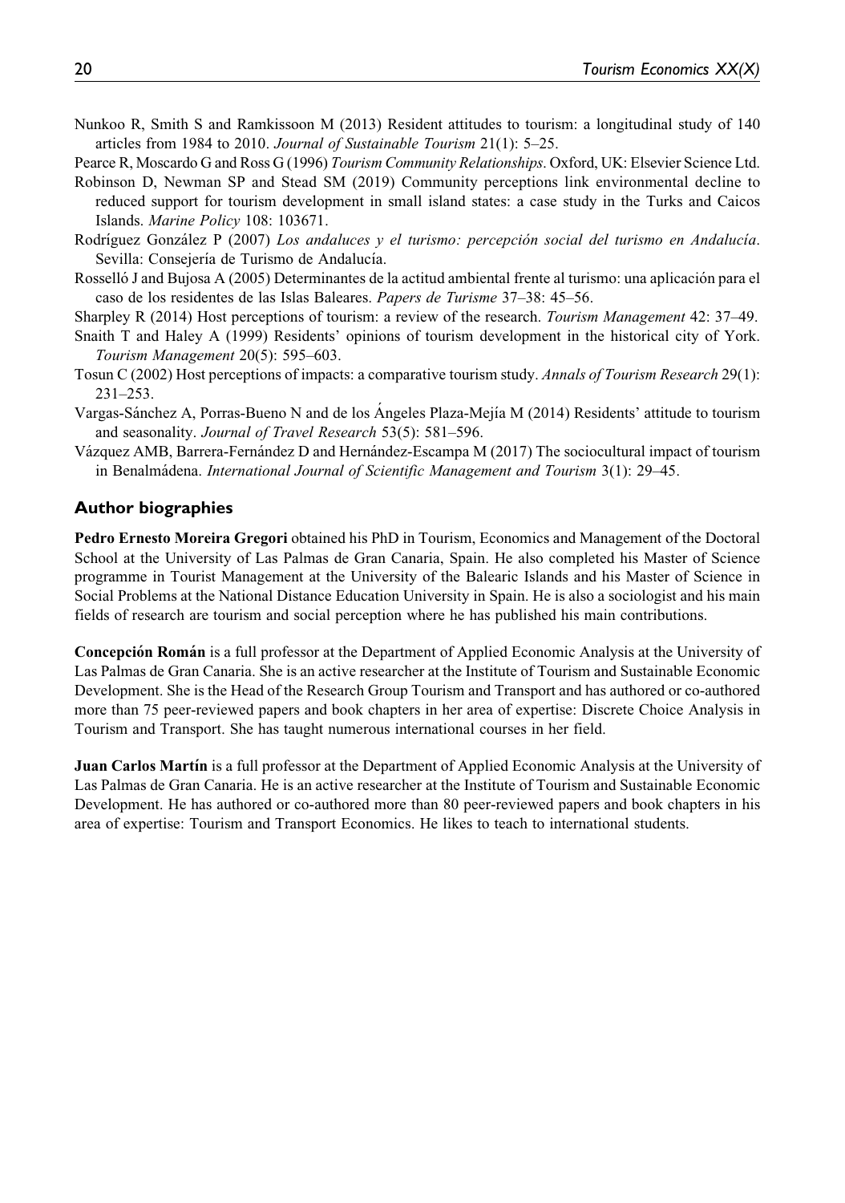Nunkoo R, Smith S and Ramkissoon M (2013) Resident attitudes to tourism: a longitudinal study of 140 articles from 1984 to 2010. *Journal of Sustainable Tourism* 21(1): 5–25.

Pearce R, Moscardo G and Ross G (1996) *Tourism Community Relationships*. Oxford, UK: Elsevier Science Ltd.

Robinson D, Newman SP and Stead SM (2019) Community perceptions link environmental decline to reduced support for tourism development in small island states: a case study in the Turks and Caicos Islands. *Marine Policy* 108: 103671.

Rodríguez González P (2007) *Los andaluces y el turismo: percepción social del turismo en Andalucía*. Sevilla: Consejería de Turismo de Andalucía.

Rosselló J and Bujosa A (2005) Determinantes de la actitud ambiental frente al turismo: una aplicación para el caso de los residentes de las Islas Baleares. *Papers de Turisme* 37–38: 45–56.

Sharpley R (2014) Host perceptions of tourism: a review of the research. *Tourism Management* 42: 37–49.

Snaith T and Haley A (1999) Residents' opinions of tourism development in the historical city of York. *Tourism Management* 20(5): 595–603.

Tosun C (2002) Host perceptions of impacts: a comparative tourism study. *Annals of Tourism Research* 29(1): 231–253.

Vargas-Sánchez A, Porras-Bueno N and de los Ángeles Plaza-Mejía M (2014) Residents' attitude to tourism and seasonality. *Journal of Travel Research* 53(5): 581–596.

Vázquez AMB, Barrera-Fernández D and Hernández-Escampa M (2017) The sociocultural impact of tourism in Benalmádena. *International Journal of Scientific Management and Tourism* 3(1): 29–45.

## Author biographies

**Pedro Ernesto Moreira Gregori** obtained his PhD in Tourism, Economics and Management of the Doctoral School at the University of Las Palmas de Gran Canaria, Spain. He also completed his Master of Science programme in Tourist Management at the University of the Balearic Islands and his Master of Science in Social Problems at the National Distance Education University in Spain. He is also a sociologist and his main fields of research are tourism and social perception where he has published his main contributions.

**Concepción Román** is a full professor at the Department of Applied Economic Analysis at the University of Las Palmas de Gran Canaria. She is an active researcher at the Institute of Tourism and Sustainable Economic Development. She is the Head of the Research Group Tourism and Transport and has authored or co-authored more than 75 peer-reviewed papers and book chapters in her area of expertise: Discrete Choice Analysis in Tourism and Transport. She has taught numerous international courses in her field.

**Juan Carlos Martín** is a full professor at the Department of Applied Economic Analysis at the University of Las Palmas de Gran Canaria. He is an active researcher at the Institute of Tourism and Sustainable Economic Development. He has authored or co-authored more than 80 peer-reviewed papers and book chapters in his area of expertise: Tourism and Transport Economics. He likes to teach to international students.